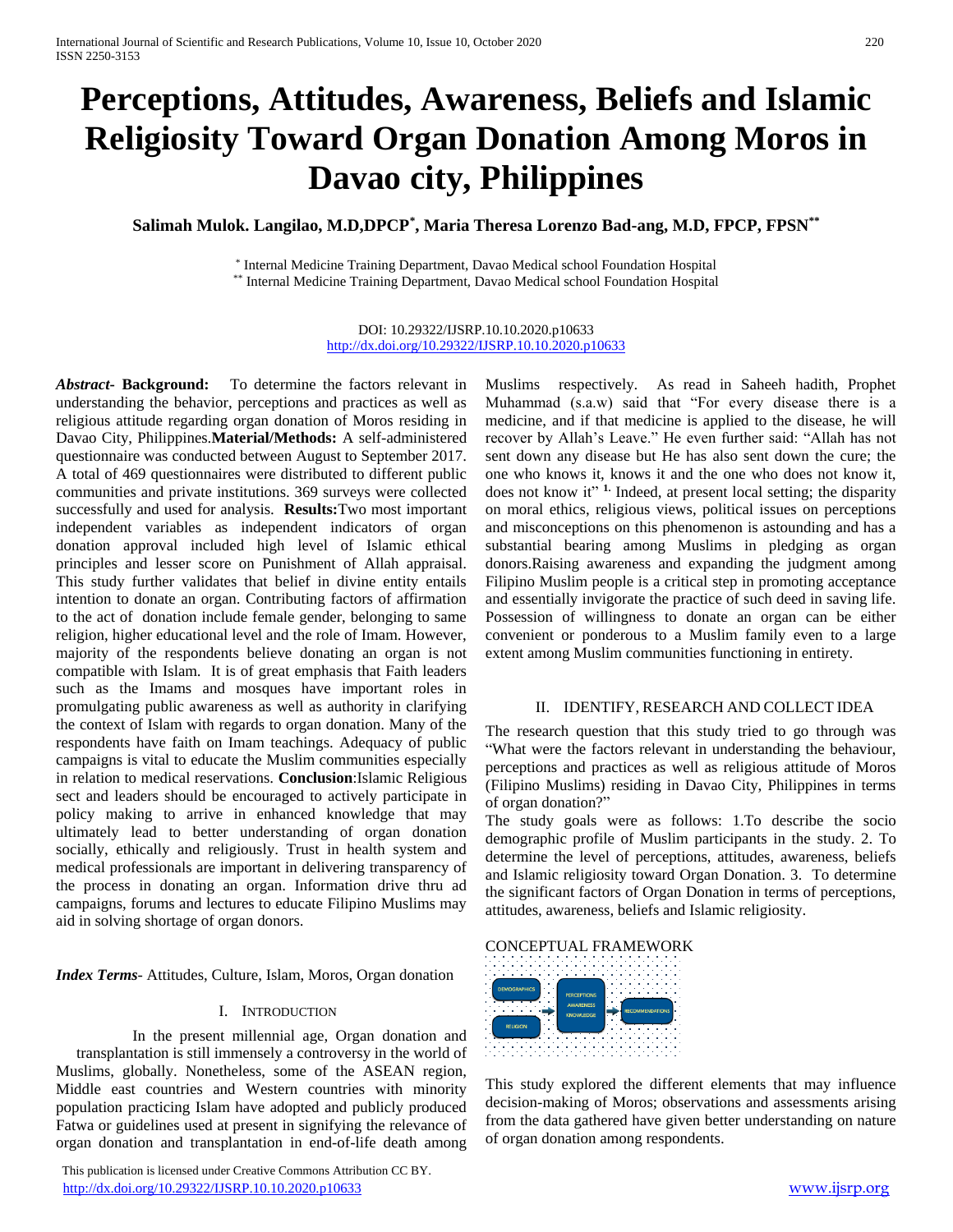# Perceptions, Attitudes, Awareness, Beliefs and Islamic Religiosity Toward Organ Donation Among Moros in Davao city, Philippines

**Salimah Mulok. Langilao, M.D,DPCP[*], Maria Theresa Lorenzo Bad-ang, M.D, FPCP, FPSN[**]**

[*] Internal Medicine Training Department, Davao Medical school Foundation Hospital
[**] Internal Medicine Training Department, Davao Medical school Foundation Hospital

DOI: 10.29322/IJSRP.10.10.2020.p10633
http://dx.doi.org/10.29322/IJSRP.10.10.2020.p10633

***Abstract*- Background:** To determine the factors relevant in understanding the behavior, perceptions and practices as well as religious attitude regarding organ donation of Moros residing in Davao City, Philippines.**Material/Methods:** A self-administered questionnaire was conducted between August to September 2017. A total of 469 questionnaires were distributed to different public communities and private institutions. 369 surveys were collected successfully and used for analysis. **Results:**Two most important independent variables as independent indicators of organ donation approval included high level of Islamic ethical principles and lesser score on Punishment of Allah appraisal. This study further validates that belief in divine entity entails intention to donate an organ. Contributing factors of affirmation to the act of donation include female gender, belonging to same religion, higher educational level and the role of Imam. However, majority of the respondents believe donating an organ is not compatible with Islam. It is of great emphasis that Faith leaders such as the Imams and mosques have important roles in promulgating public awareness as well as authority in clarifying the context of Islam with regards to organ donation. Many of the respondents have faith on Imam teachings. Adequacy of public campaigns is vital to educate the Muslim communities especially in relation to medical reservations. **Conclusion**:Islamic Religious sect and leaders should be encouraged to actively participate in policy making to arrive in enhanced knowledge that may ultimately lead to better understanding of organ donation socially, ethically and religiously. Trust in health system and medical professionals are important in delivering transparency of the process in donating an organ. Information drive thru ad campaigns, forums and lectures to educate Filipino Muslims may aid in solving shortage of organ donors.

***Index Terms*-** Attitudes, Culture, Islam, Moros, Organ donation

## I. Introduction

In the present millennial age, Organ donation and transplantation is still immensely a controversy in the world of Muslims, globally. Nonetheless, some of the ASEAN region, Middle east countries and Western countries with minority population practicing Islam have adopted and publicly produced Fatwa or guidelines used at present in signifying the relevance of organ donation and transplantation in end-of-life death among Muslims respectively. As read in Saheeh hadith, Prophet Muhammad (s.a.w) said that "For every disease there is a medicine, and if that medicine is applied to the disease, he will recover by Allah's Leave." He even further said: "Allah has not sent down any disease but He has also sent down the cure; the one who knows it, knows it and the one who does not know it, does not know it" [1.] Indeed, at present local setting; the disparity on moral ethics, religious views, political issues on perceptions and misconceptions on this phenomenon is astounding and has a substantial bearing among Muslims in pledging as organ donors.Raising awareness and expanding the judgment among Filipino Muslim people is a critical step in promoting acceptance and essentially invigorate the practice of such deed in saving life. Possession of willingness to donate an organ can be either convenient or ponderous to a Muslim family even to a large extent among Muslim communities functioning in entirety.

## II. Identify, Research and Collect Idea

The research question that this study tried to go through was "What were the factors relevant in understanding the behaviour, perceptions and practices as well as religious attitude of Moros (Filipino Muslims) residing in Davao City, Philippines in terms of organ donation?"

The study goals were as follows: 1.To describe the socio demographic profile of Muslim participants in the study. 2. To determine the level of perceptions, attitudes, awareness, beliefs and Islamic religiosity toward Organ Donation. 3. To determine the significant factors of Organ Donation in terms of perceptions, attitudes, awareness, beliefs and Islamic religiosity.

CONCEPTUAL FRAMEWORK

DEMOGRAPHICS, RELIGION → PERCEPTIONS, AWARENESS, KNOWLEDGE → RECOMMENDATIONS

This study explored the different elements that may influence decision-making of Moros; observations and assessments arising from the data gathered have given better understanding on nature of organ donation among respondents.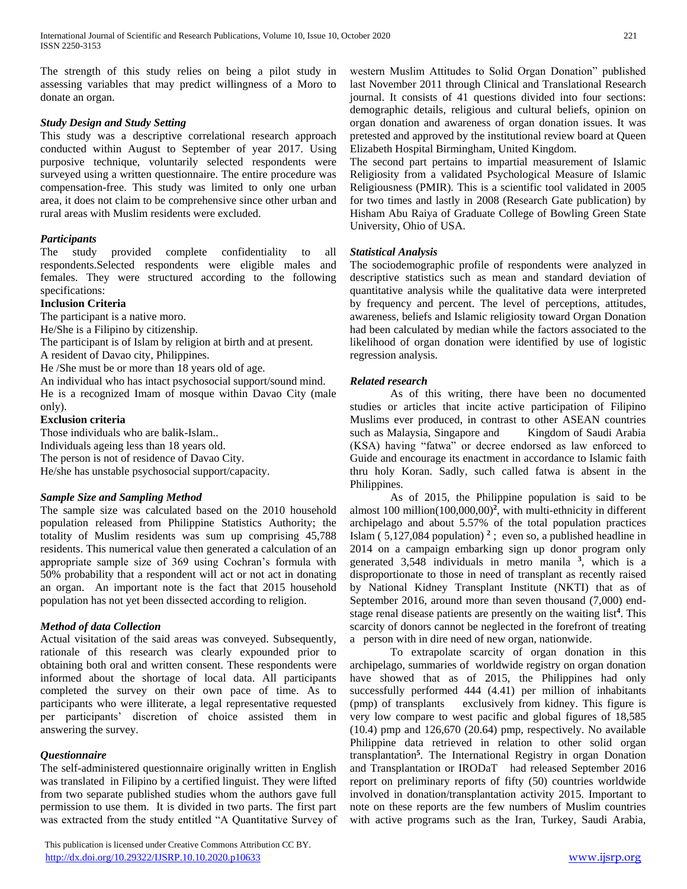The strength of this study relies on being a pilot study in assessing variables that may predict willingness of a Moro to donate an organ.

### *Study Design and Study Setting*

This study was a descriptive correlational research approach conducted within August to September of year 2017. Using purposive technique, voluntarily selected respondents were surveyed using a written questionnaire. The entire procedure was compensation-free. This study was limited to only one urban area, it does not claim to be comprehensive since other urban and rural areas with Muslim residents were excluded.

### *Participants*

The study provided complete confidentiality to all respondents.Selected respondents were eligible males and females. They were structured according to the following specifications:

**Inclusion Criteria**

The participant is a native moro.
He/She is a Filipino by citizenship.
The participant is of Islam by religion at birth and at present.
A resident of Davao city, Philippines.
He /She must be or more than 18 years old of age.
An individual who has intact psychosocial support/sound mind.
He is a recognized Imam of mosque within Davao City (male only).

**Exclusion criteria**

Those individuals who are balik-Islam..
Individuals ageing less than 18 years old.
The person is not of residence of Davao City.
He/she has unstable psychosocial support/capacity.

### *Sample Size and Sampling Method*

The sample size was calculated based on the 2010 household population released from Philippine Statistics Authority; the totality of Muslim residents was sum up comprising 45,788 residents. This numerical value then generated a calculation of an appropriate sample size of 369 using Cochran's formula with 50% probability that a respondent will act or not act in donating an organ. An important note is the fact that 2015 household population has not yet been dissected according to religion.

### *Method of data Collection*

Actual visitation of the said areas was conveyed. Subsequently, rationale of this research was clearly expounded prior to obtaining both oral and written consent. These respondents were informed about the shortage of local data. All participants completed the survey on their own pace of time. As to participants who were illiterate, a legal representative requested per participants' discretion of choice assisted them in answering the survey.

### *Questionnaire*

The self-administered questionnaire originally written in English was translated in Filipino by a certified linguist. They were lifted from two separate published studies whom the authors gave full permission to use them. It is divided in two parts. The first part was extracted from the study entitled "A Quantitative Survey of western Muslim Attitudes to Solid Organ Donation" published last November 2011 through Clinical and Translational Research journal. It consists of 41 questions divided into four sections: demographic details, religious and cultural beliefs, opinion on organ donation and awareness of organ donation issues. It was pretested and approved by the institutional review board at Queen Elizabeth Hospital Birmingham, United Kingdom.

The second part pertains to impartial measurement of Islamic Religiosity from a validated Psychological Measure of Islamic Religiousness (PMIR). This is a scientific tool validated in 2005 for two times and lastly in 2008 (Research Gate publication) by Hisham Abu Raiya of Graduate College of Bowling Green State University, Ohio of USA.

### *Statistical Analysis*

The sociodemographic profile of respondents were analyzed in descriptive statistics such as mean and standard deviation of quantitative analysis while the qualitative data were interpreted by frequency and percent. The level of perceptions, attitudes, awareness, beliefs and Islamic religiosity toward Organ Donation had been calculated by median while the factors associated to the likelihood of organ donation were identified by use of logistic regression analysis.

### *Related research*

As of this writing, there have been no documented studies or articles that incite active participation of Filipino Muslims ever produced, in contrast to other ASEAN countries such as Malaysia, Singapore and Kingdom of Saudi Arabia (KSA) having "fatwa" or decree endorsed as law enforced to Guide and encourage its enactment in accordance to Islamic faith thru holy Koran. Sadly, such called fatwa is absent in the Philippines.

As of 2015, the Philippine population is said to be almost 100 million(100,000,00)[2], with multi-ethnicity in different archipelago and about 5.57% of the total population practices Islam ( 5,127,084 population) [2] ; even so, a published headline in 2014 on a campaign embarking sign up donor program only generated 3,548 individuals in metro manila [3], which is a disproportionate to those in need of transplant as recently raised by National Kidney Transplant Institute (NKTI) that as of September 2016, around more than seven thousand (7,000) end-stage renal disease patients are presently on the waiting list[4]. This scarcity of donors cannot be neglected in the forefront of treating a person with in dire need of new organ, nationwide.

To extrapolate scarcity of organ donation in this archipelago, summaries of worldwide registry on organ donation have showed that as of 2015, the Philippines had only successfully performed 444 (4.41) per million of inhabitants (pmp) of transplants exclusively from kidney. This figure is very low compare to west pacific and global figures of 18,585 (10.4) pmp and 126,670 (20.64) pmp, respectively. No available Philippine data retrieved in relation to other solid organ transplantation[5]. The International Registry in organ Donation and Transplantation or IRODaT had released September 2016 report on preliminary reports of fifty (50) countries worldwide involved in donation/transplantation activity 2015. Important to note on these reports are the few numbers of Muslim countries with active programs such as the Iran, Turkey, Saudi Arabia,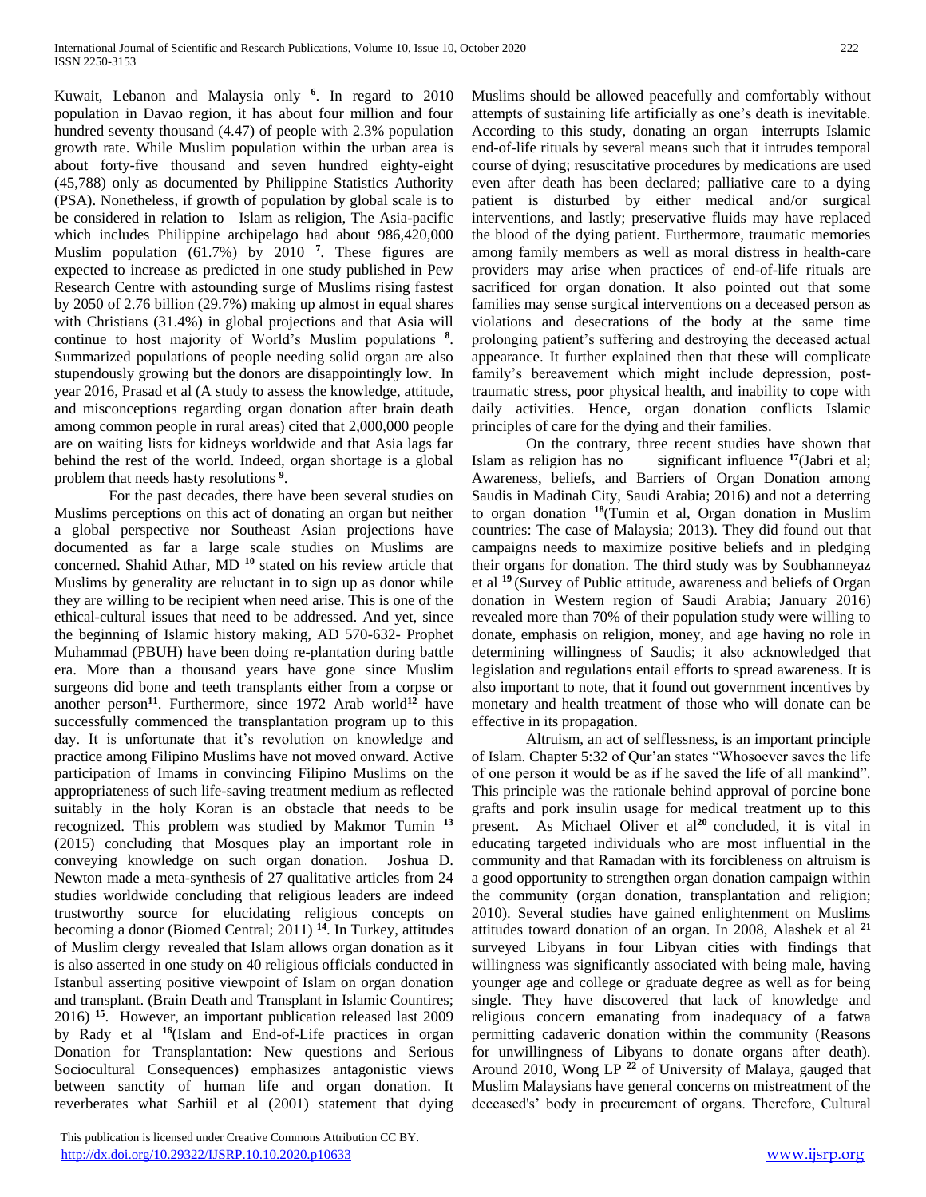Kuwait, Lebanon and Malaysia only [6]. In regard to 2010 population in Davao region, it has about four million and four hundred seventy thousand (4.47) of people with 2.3% population growth rate. While Muslim population within the urban area is about forty-five thousand and seven hundred eighty-eight (45,788) only as documented by Philippine Statistics Authority (PSA). Nonetheless, if growth of population by global scale is to be considered in relation to Islam as religion, The Asia-pacific which includes Philippine archipelago had about 986,420,000 Muslim population (61.7%) by 2010 [7]. These figures are expected to increase as predicted in one study published in Pew Research Centre with astounding surge of Muslims rising fastest by 2050 of 2.76 billion (29.7%) making up almost in equal shares with Christians (31.4%) in global projections and that Asia will continue to host majority of World's Muslim populations [8]. Summarized populations of people needing solid organ are also stupendously growing but the donors are disappointingly low. In year 2016, Prasad et al (A study to assess the knowledge, attitude, and misconceptions regarding organ donation after brain death among common people in rural areas) cited that 2,000,000 people are on waiting lists for kidneys worldwide and that Asia lags far behind the rest of the world. Indeed, organ shortage is a global problem that needs hasty resolutions [9].

For the past decades, there have been several studies on Muslims perceptions on this act of donating an organ but neither a global perspective nor Southeast Asian projections have documented as far a large scale studies on Muslims are concerned. Shahid Athar, MD [10] stated on his review article that Muslims by generality are reluctant in to sign up as donor while they are willing to be recipient when need arise. This is one of the ethical-cultural issues that need to be addressed. And yet, since the beginning of Islamic history making, AD 570-632- Prophet Muhammad (PBUH) have been doing re-plantation during battle era. More than a thousand years have gone since Muslim surgeons did bone and teeth transplants either from a corpse or another person[11]. Furthermore, since 1972 Arab world[12] have successfully commenced the transplantation program up to this day. It is unfortunate that it's revolution on knowledge and practice among Filipino Muslims have not moved onward. Active participation of Imams in convincing Filipino Muslims on the appropriateness of such life-saving treatment medium as reflected suitably in the holy Koran is an obstacle that needs to be recognized. This problem was studied by Makmor Tumin [13] (2015) concluding that Mosques play an important role in conveying knowledge on such organ donation. Joshua D. Newton made a meta-synthesis of 27 qualitative articles from 24 studies worldwide concluding that religious leaders are indeed trustworthy source for elucidating religious concepts on becoming a donor (Biomed Central; 2011) [14]. In Turkey, attitudes of Muslim clergy revealed that Islam allows organ donation as it is also asserted in one study on 40 religious officials conducted in Istanbul asserting positive viewpoint of Islam on organ donation and transplant. (Brain Death and Transplant in Islamic Countires; 2016) [15]. However, an important publication released last 2009 by Rady et al [16](Islam and End-of-Life practices in organ Donation for Transplantation: New questions and Serious Sociocultural Consequences) emphasizes antagonistic views between sanctity of human life and organ donation. It reverberates what Sarhiil et al (2001) statement that dying Muslims should be allowed peacefully and comfortably without attempts of sustaining life artificially as one's death is inevitable. According to this study, donating an organ interrupts Islamic end-of-life rituals by several means such that it intrudes temporal course of dying; resuscitative procedures by medications are used even after death has been declared; palliative care to a dying patient is disturbed by either medical and/or surgical interventions, and lastly; preservative fluids may have replaced the blood of the dying patient. Furthermore, traumatic memories among family members as well as moral distress in health-care providers may arise when practices of end-of-life rituals are sacrificed for organ donation. It also pointed out that some families may sense surgical interventions on a deceased person as violations and desecrations of the body at the same time prolonging patient's suffering and destroying the deceased actual appearance. It further explained then that these will complicate family's bereavement which might include depression, post-traumatic stress, poor physical health, and inability to cope with daily activities. Hence, organ donation conflicts Islamic principles of care for the dying and their families.

On the contrary, three recent studies have shown that Islam as religion has no significant influence [17](Jabri et al; Awareness, beliefs, and Barriers of Organ Donation among Saudis in Madinah City, Saudi Arabia; 2016) and not a deterring to organ donation [18](Tumin et al, Organ donation in Muslim countries: The case of Malaysia; 2013). They did found out that campaigns needs to maximize positive beliefs and in pledging their organs for donation. The third study was by Soubhanneyaz et al [19] (Survey of Public attitude, awareness and beliefs of Organ donation in Western region of Saudi Arabia; January 2016) revealed more than 70% of their population study were willing to donate, emphasis on religion, money, and age having no role in determining willingness of Saudis; it also acknowledged that legislation and regulations entail efforts to spread awareness. It is also important to note, that it found out government incentives by monetary and health treatment of those who will donate can be effective in its propagation.

Altruism, an act of selflessness, is an important principle of Islam. Chapter 5:32 of Qur'an states "Whosoever saves the life of one person it would be as if he saved the life of all mankind". This principle was the rationale behind approval of porcine bone grafts and pork insulin usage for medical treatment up to this present. As Michael Oliver et al[20] concluded, it is vital in educating targeted individuals who are most influential in the community and that Ramadan with its forcibleness on altruism is a good opportunity to strengthen organ donation campaign within the community (organ donation, transplantation and religion; 2010). Several studies have gained enlightenment on Muslims attitudes toward donation of an organ. In 2008, Alashek et al [21] surveyed Libyans in four Libyan cities with findings that willingness was significantly associated with being male, having younger age and college or graduate degree as well as for being single. They have discovered that lack of knowledge and religious concern emanating from inadequacy of a fatwa permitting cadaveric donation within the community (Reasons for unwillingness of Libyans to donate organs after death). Around 2010, Wong LP [22] of University of Malaya, gauged that Muslim Malaysians have general concerns on mistreatment of the deceased's' body in procurement of organs. Therefore, Cultural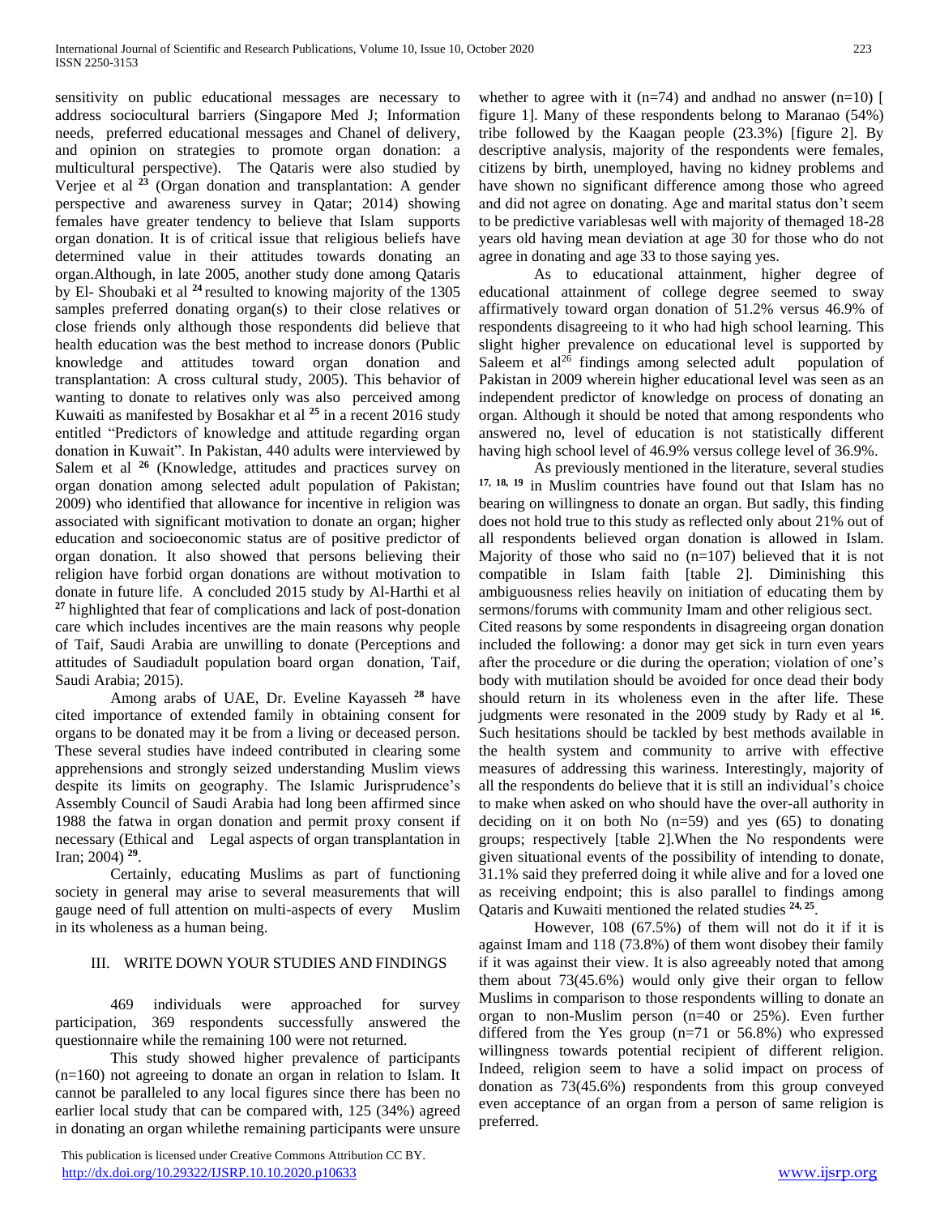sensitivity on public educational messages are necessary to address sociocultural barriers (Singapore Med J; Information needs, preferred educational messages and Chanel of delivery, and opinion on strategies to promote organ donation: a multicultural perspective). The Qataris were also studied by Verjee et al [23] (Organ donation and transplantation: A gender perspective and awareness survey in Qatar; 2014) showing females have greater tendency to believe that Islam supports organ donation. It is of critical issue that religious beliefs have determined value in their attitudes towards donating an organ.Although, in late 2005, another study done among Qataris by El- Shoubaki et al [24] resulted to knowing majority of the 1305 samples preferred donating organ(s) to their close relatives or close friends only although those respondents did believe that health education was the best method to increase donors (Public knowledge and attitudes toward organ donation and transplantation: A cross cultural study, 2005). This behavior of wanting to donate to relatives only was also perceived among Kuwaiti as manifested by Bosakhar et al [25] in a recent 2016 study entitled "Predictors of knowledge and attitude regarding organ donation in Kuwait". In Pakistan, 440 adults were interviewed by Salem et al [26] (Knowledge, attitudes and practices survey on organ donation among selected adult population of Pakistan; 2009) who identified that allowance for incentive in religion was associated with significant motivation to donate an organ; higher education and socioeconomic status are of positive predictor of organ donation. It also showed that persons believing their religion have forbid organ donations are without motivation to donate in future life. A concluded 2015 study by Al-Harthi et al [27] highlighted that fear of complications and lack of post-donation care which includes incentives are the main reasons why people of Taif, Saudi Arabia are unwilling to donate (Perceptions and attitudes of Saudiadult population board organ donation, Taif, Saudi Arabia; 2015).

Among arabs of UAE, Dr. Eveline Kayasseh [28] have cited importance of extended family in obtaining consent for organs to be donated may it be from a living or deceased person. These several studies have indeed contributed in clearing some apprehensions and strongly seized understanding Muslim views despite its limits on geography. The Islamic Jurisprudence's Assembly Council of Saudi Arabia had long been affirmed since 1988 the fatwa in organ donation and permit proxy consent if necessary (Ethical and Legal aspects of organ transplantation in Iran; 2004) [29].

Certainly, educating Muslims as part of functioning society in general may arise to several measurements that will gauge need of full attention on multi-aspects of every Muslim in its wholeness as a human being.

## III. WRITE DOWN YOUR STUDIES AND FINDINGS

469 individuals were approached for survey participation, 369 respondents successfully answered the questionnaire while the remaining 100 were not returned.

This study showed higher prevalence of participants (n=160) not agreeing to donate an organ in relation to Islam. It cannot be paralleled to any local figures since there has been no earlier local study that can be compared with, 125 (34%) agreed in donating an organ whilethe remaining participants were unsure whether to agree with it (n=74) and andhad no answer (n=10) [ figure 1]. Many of these respondents belong to Maranao (54%) tribe followed by the Kaagan people (23.3%) [figure 2]. By descriptive analysis, majority of the respondents were females, citizens by birth, unemployed, having no kidney problems and have shown no significant difference among those who agreed and did not agree on donating. Age and marital status don't seem to be predictive variablesas well with majority of themaged 18-28 years old having mean deviation at age 30 for those who do not agree in donating and age 33 to those saying yes.

As to educational attainment, higher degree of educational attainment of college degree seemed to sway affirmatively toward organ donation of 51.2% versus 46.9% of respondents disagreeing to it who had high school learning. This slight higher prevalence on educational level is supported by Saleem et al[26] findings among selected adult population of Pakistan in 2009 wherein higher educational level was seen as an independent predictor of knowledge on process of donating an organ. Although it should be noted that among respondents who answered no, level of education is not statistically different having high school level of 46.9% versus college level of 36.9%.

As previously mentioned in the literature, several studies [17, 18, 19] in Muslim countries have found out that Islam has no bearing on willingness to donate an organ. But sadly, this finding does not hold true to this study as reflected only about 21% out of all respondents believed organ donation is allowed in Islam. Majority of those who said no (n=107) believed that it is not compatible in Islam faith [table 2]. Diminishing this ambiguousness relies heavily on initiation of educating them by sermons/forums with community Imam and other religious sect.

Cited reasons by some respondents in disagreeing organ donation included the following: a donor may get sick in turn even years after the procedure or die during the operation; violation of one's body with mutilation should be avoided for once dead their body should return in its wholeness even in the after life. These judgments were resonated in the 2009 study by Rady et al [16]. Such hesitations should be tackled by best methods available in the health system and community to arrive with effective measures of addressing this wariness. Interestingly, majority of all the respondents do believe that it is still an individual's choice to make when asked on who should have the over-all authority in deciding on it on both No (n=59) and yes (65) to donating groups; respectively [table 2].When the No respondents were given situational events of the possibility of intending to donate, 31.1% said they preferred doing it while alive and for a loved one as receiving endpoint; this is also parallel to findings among Qataris and Kuwaiti mentioned the related studies [24, 25].

However, 108 (67.5%) of them will not do it if it is against Imam and 118 (73.8%) of them wont disobey their family if it was against their view. It is also agreeably noted that among them about 73(45.6%) would only give their organ to fellow Muslims in comparison to those respondents willing to donate an organ to non-Muslim person (n=40 or 25%). Even further differed from the Yes group (n=71 or 56.8%) who expressed willingness towards potential recipient of different religion. Indeed, religion seem to have a solid impact on process of donation as 73(45.6%) respondents from this group conveyed even acceptance of an organ from a person of same religion is preferred.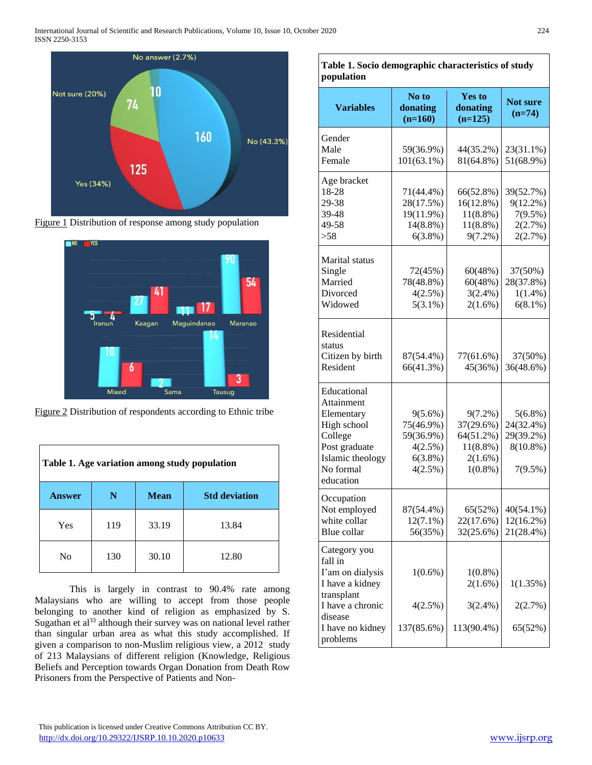Figure 1 Distribution of response among study population

Figure 2 Distribution of respondents according to Ethnic tribe

**Table 1. Age variation among study population**

| Answer | N | Mean | Std deviation |
|---|---|---|---|
| Yes | 119 | 33.19 | 13.84 |
| No | 130 | 30.10 | 12.80 |

This is largely in contrast to 90.4% rate among Malaysians who are willing to accept from those people belonging to another kind of religion as emphasized by S. Sugathan et al[33] although their survey was on national level rather than singular urban area as what this study accomplished. If given a comparison to non-Muslim religious view, a 2012 study of 213 Malaysians of different religion (Knowledge, Religious Beliefs and Perception towards Organ Donation from Death Row Prisoners from the Perspective of Patients and Non-

**Table 1. Socio demographic characteristics of study population**

| Variables | No to donating (n=160) | Yes to donating (n=125) | Not sure (n=74) |
|---|---|---|---|
| Gender | | | |
| Male | 59(36.9%) | 44(35.2%) | 23(31.1%) |
| Female | 101(63.1%) | 81(64.8%) | 51(68.9%) |
| Age bracket | | | |
| 18-28 | 71(44.4%) | 66(52.8%) | 39(52.7%) |
| 29-38 | 28(17.5%) | 16(12.8%) | 9(12.2%) |
| 39-48 | 19(11.9%) | 11(8.8%) | 7(9.5%) |
| 49-58 | 14(8.8%) | 11(8.8%) | 2(2.7%) |
| >58 | 6(3.8%) | 9(7.2%) | 2(2.7%) |
| Marital status | | | |
| Single | 72(45%) | 60(48%) | 37(50%) |
| Married | 78(48.8%) | 60(48%) | 28(37.8%) |
| Divorced | 4(2.5%) | 3(2.4%) | 1(1.4%) |
| Widowed | 5(3.1%) | 2(1.6%) | 6(8.1%) |
| Residential status | | | |
| Citizen by birth | 87(54.4%) | 77(61.6%) | 37(50%) |
| Resident | 66(41.3%) | 45(36%) | 36(48.6%) |
| Educational Attainment | | | |
| Elementary | 9(5.6%) | 9(7.2%) | 5(6.8%) |
| High school | 75(46.9%) | 37(29.6%) | 24(32.4%) |
| College | 59(36.9%) | 64(51.2%) | 29(39.2%) |
| Post graduate | 4(2.5%) | 11(8.8%) | 8(10.8%) |
| Islamic theology | 6(3.8%) | 2(1.6%) | |
| No formal education | 4(2.5%) | 1(0.8%) | 7(9.5%) |
| Occupation | | | |
| Not employed | 87(54.4%) | 65(52%) | 40(54.1%) |
| white collar | 12(7.1%) | 22(17.6%) | 12(16.2%) |
| Blue collar | 56(35%) | 32(25.6%) | 21(28.4%) |
| Category you fall in | | | |
| I'am on dialysis | 1(0.6%) | 1(0.8%) | |
| I have a kidney transplant | | 2(1.6%) | 1(1.35%) |
| I have a chronic disease | 4(2.5%) | 3(2.4%) | 2(2.7%) |
| I have no kidney problems | 137(85.6%) | 113(90.4%) | 65(52%) |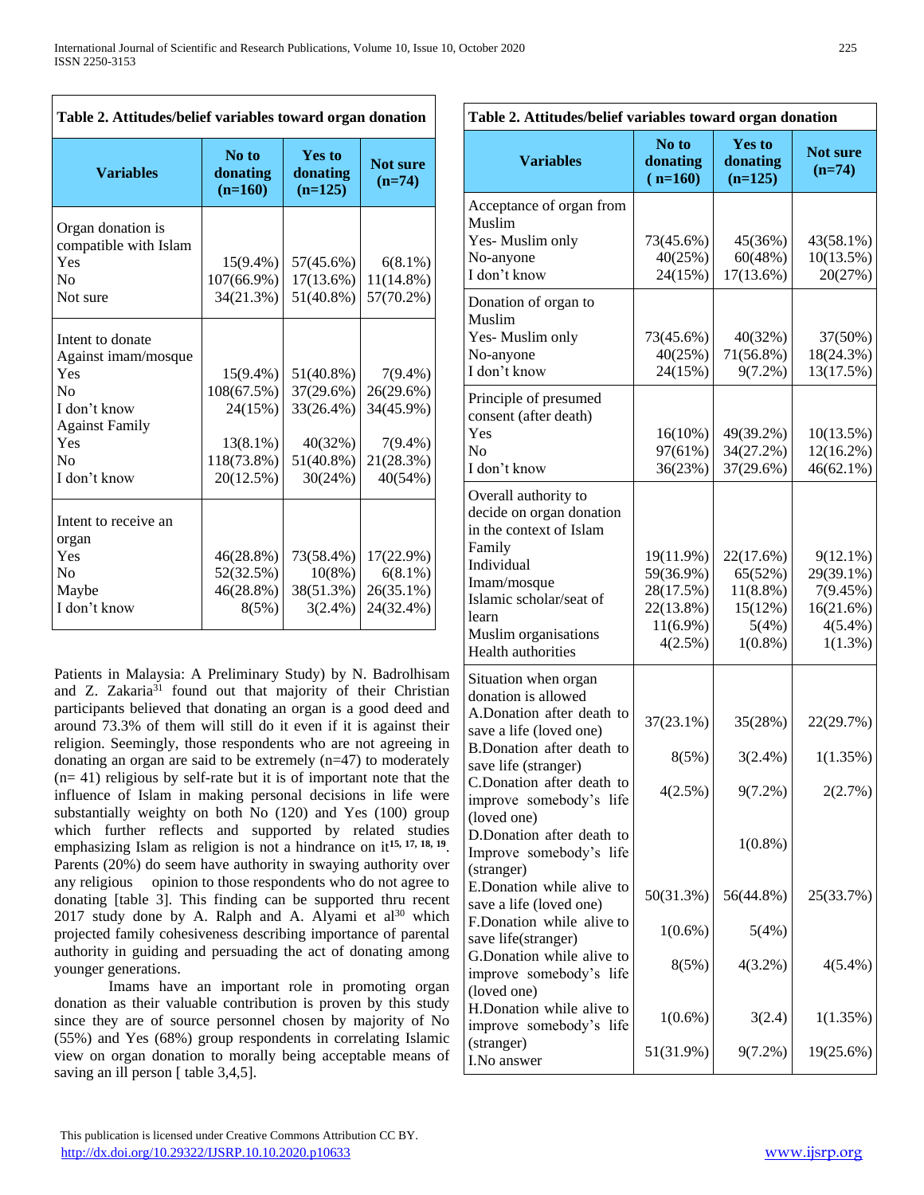**Table 2. Attitudes/belief variables toward organ donation**

| Variables | No to donating (n=160) | Yes to donating (n=125) | Not sure (n=74) |
|---|---|---|---|
| **Organ donation is compatible with Islam** | | | |
| Yes | 15(9.4%) | 57(45.6%) | 6(8.1%) |
| No | 107(66.9%) | 17(13.6%) | 11(14.8%) |
| Not sure | 34(21.3%) | 51(40.8%) | 57(70.2%) |
| **Intent to donate** | | | |
| Against imam/mosque | | | |
| Yes | 15(9.4%) | 51(40.8%) | 7(9.4%) |
| No | 108(67.5%) | 37(29.6%) | 26(29.6%) |
| I don't know | 24(15%) | 33(26.4%) | 34(45.9%) |
| Against Family | | | |
| Yes | 13(8.1%) | 40(32%) | 7(9.4%) |
| No | 118(73.8%) | 51(40.8%) | 21(28.3%) |
| I don't know | 20(12.5%) | 30(24%) | 40(54%) |
| **Intent to receive an organ** | | | |
| Yes | 46(28.8%) | 73(58.4%) | 17(22.9%) |
| No | 52(32.5%) | 10(8%) | 6(8.1%) |
| Maybe | 46(28.8%) | 38(51.3%) | 26(35.1%) |
| I don't know | 8(5%) | 3(2.4%) | 24(32.4%) |
| **Acceptance of organ from Muslim** | | | |
| Yes- Muslim only | 73(45.6%) | 45(36%) | 43(58.1%) |
| No-anyone | 40(25%) | 60(48%) | 10(13.5%) |
| I don't know | 24(15%) | 17(13.6%) | 20(27%) |
| **Donation of organ to Muslim** | | | |
| Yes- Muslim only | 73(45.6%) | 40(32%) | 37(50%) |
| No-anyone | 40(25%) | 71(56.8%) | 18(24.3%) |
| I don't know | 24(15%) | 9(7.2%) | 13(17.5%) |
| **Principle of presumed consent (after death)** | | | |
| Yes | 16(10%) | 49(39.2%) | 10(13.5%) |
| No | 97(61%) | 34(27.2%) | 12(16.2%) |
| I don't know | 36(23%) | 37(29.6%) | 46(62.1%) |
| **Overall authority to decide on organ donation in the context of Islam** | | | |
| Family | 19(11.9%) | 22(17.6%) | 9(12.1%) |
| Individual | 59(36.9%) | 65(52%) | 29(39.1%) |
| Imam/mosque | 28(17.5%) | 11(8.8%) | 7(9.45%) |
| Islamic scholar/seat of learn | 22(13.8%) | 15(12%) | 16(21.6%) |
| Muslim organisations | 11(6.9%) | 5(4%) | 4(5.4%) |
| Health authorities | 4(2.5%) | 1(0.8%) | 1(1.3%) |
| **Situation when organ donation is allowed** | | | |
| A.Donation after death to save a life (loved one) | 37(23.1%) | 35(28%) | 22(29.7%) |
| B.Donation after death to save life (stranger) | 8(5%) | 3(2.4%) | 1(1.35%) |
| C.Donation after death to improve somebody's life (loved one) | 4(2.5%) | 9(7.2%) | 2(2.7%) |
| D.Donation after death to Improve somebody's life (stranger) | | 1(0.8%) | |
| E.Donation while alive to save a life (loved one) | 50(31.3%) | 56(44.8%) | 25(33.7%) |
| F.Donation while alive to save life(stranger) | 1(0.6%) | 5(4%) | |
| G.Donation while alive to improve somebody's life (loved one) | 8(5%) | 4(3.2%) | 4(5.4%) |
| H.Donation while alive to improve somebody's life (stranger) | 1(0.6%) | 3(2.4) | 1(1.35%) |
| I.No answer | 51(31.9%) | 9(7.2%) | 19(25.6%) |

Patients in Malaysia: A Preliminary Study) by N. Badrolhisam and Z. Zakaria[31] found out that majority of their Christian participants believed that donating an organ is a good deed and around 73.3% of them will still do it even if it is against their religion. Seemingly, those respondents who are not agreeing in donating an organ are said to be extremely (n=47) to moderately (n= 41) religious by self-rate but it is of important note that the influence of Islam in making personal decisions in life were substantially weighty on both No (120) and Yes (100) group which further reflects and supported by related studies emphasizing Islam as religion is not a hindrance on it[15, 17, 18, 19]. Parents (20%) do seem have authority in swaying authority over any religious opinion to those respondents who do not agree to donating [table 3]. This finding can be supported thru recent 2017 study done by A. Ralph and A. Alyami et al[30] which projected family cohesiveness describing importance of parental authority in guiding and persuading the act of donating among younger generations.

Imams have an important role in promoting organ donation as their valuable contribution is proven by this study since they are of source personnel chosen by majority of No (55%) and Yes (68%) group respondents in correlating Islamic view on organ donation to morally being acceptable means of saving an ill person [ table 3,4,5].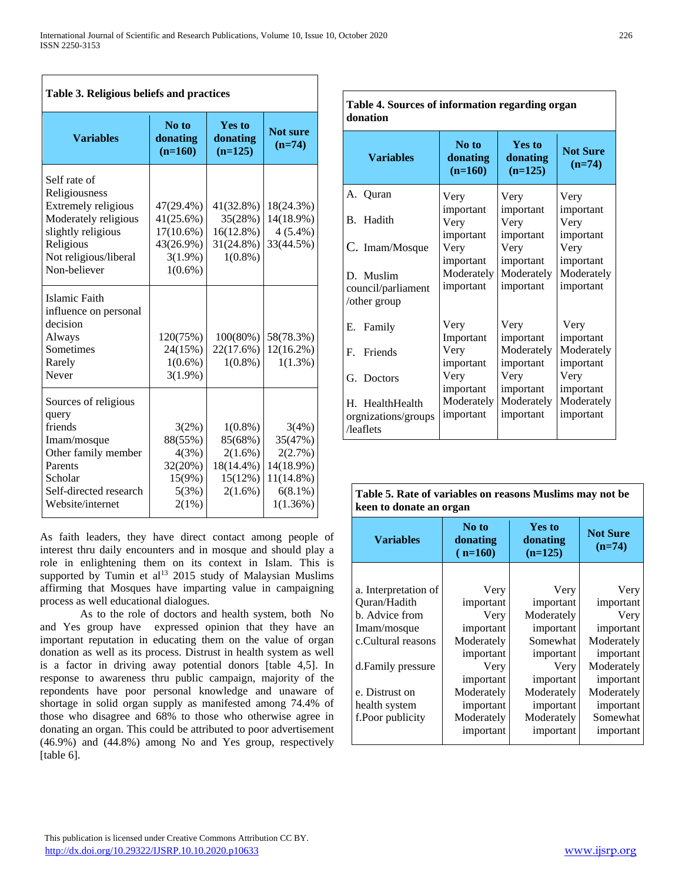**Table 3. Religious beliefs and practices**

| Variables | No to donating (n=160) | Yes to donating (n=125) | Not sure (n=74) |
|---|---|---|---|
| Self rate of Religiousness | | | |
| Extremely religious | 47(29.4%) | 41(32.8%) | 18(24.3%) |
| Moderately religious | 41(25.6%) | 35(28%) | 14(18.9%) |
| slightly religious | 17(10.6%) | 16(12.8%) | 4 (5.4%) |
| Religious | 43(26.9%) | 31(24.8%) | 33(44.5%) |
| Not religious/liberal | 3(1.9%) | 1(0.8%) | |
| Non-believer | 1(0.6%) | | |
| Islamic Faith influence on personal decision | | | |
| Always | 120(75%) | 100(80%) | 58(78.3%) |
| Sometimes | 24(15%) | 22(17.6%) | 12(16.2%) |
| Rarely | 1(0.6%) | 1(0.8%) | 1(1.3%) |
| Never | 3(1.9%) | | |
| Sources of religious query | | | |
| friends | 3(2%) | 1(0.8%) | 3(4%) |
| Imam/mosque | 88(55%) | 85(68%) | 35(47%) |
| Other family member | 4(3%) | 2(1.6%) | 2(2.7%) |
| Parents | 32(20%) | 18(14.4%) | 14(18.9%) |
| Scholar | 15(9%) | 15(12%) | 11(14.8%) |
| Self-directed research | 5(3%) | 2(1.6%) | 6(8.1%) |
| Website/internet | 2(1%) | | 1(1.36%) |

As faith leaders, they have direct contact among people of interest thru daily encounters and in mosque and should play a role in enlightening them on its context in Islam. This is supported by Tumin et al[13] 2015 study of Malaysian Muslims affirming that Mosques have imparting value in campaigning process as well educational dialogues.

As to the role of doctors and health system, both No and Yes group have expressed opinion that they have an important reputation in educating them on the value of organ donation as well as its process. Distrust in health system as well is a factor in driving away potential donors [table 4,5]. In response to awareness thru public campaign, majority of the repondents have poor personal knowledge and unaware of shortage in solid organ supply as manifested among 74.4% of those who disagree and 68% to those who otherwise agree in donating an organ. This could be attributed to poor advertisement (46.9%) and (44.8%) among No and Yes group, respectively [table 6].

**Table 4. Sources of information regarding organ donation**

| Variables | No to donating (n=160) | Yes to donating (n=125) | Not Sure (n=74) |
|---|---|---|---|
| A. Quran | Very important | Very important | Very important |
| B. Hadith | Very important | Very important | Very important |
| C. Imam/Mosque | Very important | Very important | Very important |
| D. Muslim council/parliament /other group | Moderately important | Moderately important | Moderately important |
| E. Family | Very Important | Very important | Very important |
| F. Friends | Very important | Moderately important | Moderately important |
| G. Doctors | Very important | Very important | Very important |
| H. HealthHealth orgnizations/groups /leaflets | Moderately important | Moderately important | Moderately important |

**Table 5. Rate of variables on reasons Muslims may not be keen to donate an organ**

| Variables | No to donating ( n=160) | Yes to donating (n=125) | Not Sure (n=74) |
|---|---|---|---|
| a. Interpretation of Quran/Hadith | Very important | Very important | Very important |
| b. Advice from Imam/mosque | Very important | Moderately important | Very important |
| c.Cultural reasons | Moderately important | Somewhat important | Moderately important |
| d.Family pressure | Very important | Very important | Moderately important |
| e. Distrust on health system | Moderately important | Moderately important | Moderately important |
| f.Poor publicity | Moderately important | Moderately important | Somewhat important |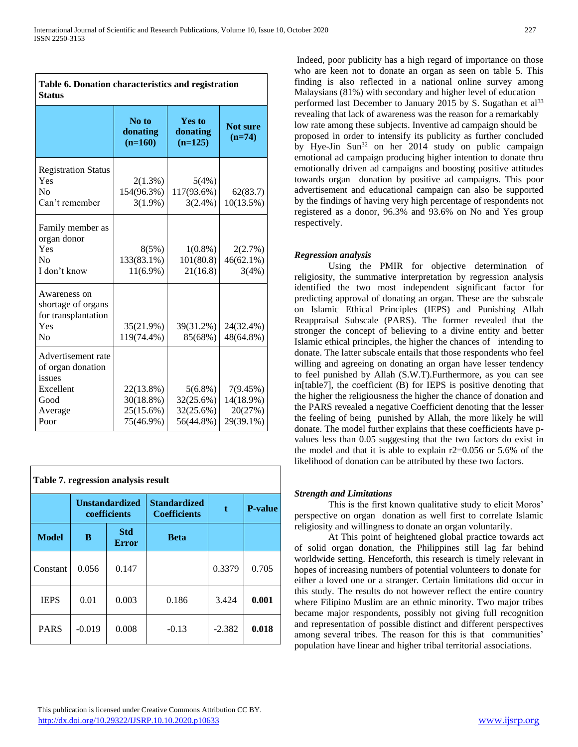| Table 6. Donation characteristics and registration Status | No to donating (n=160) | Yes to donating (n=125) | Not sure (n=74) |
|---|---|---|---|
| Registration Status | | | |
| Yes | 2(1.3%) | 5(4%) | |
| No | 154(96.3%) | 117(93.6%) | 62(83.7) |
| Can't remember | 3(1.9%) | 3(2.4%) | 10(13.5%) |
| Family member as organ donor | | | |
| Yes | 8(5%) | 1(0.8%) | 2(2.7%) |
| No | 133(83.1%) | 101(80.8) | 46(62.1%) |
| I don't know | 11(6.9%) | 21(16.8) | 3(4%) |
| Awareness on shortage of organs for transplantation | | | |
| Yes | 35(21.9%) | 39(31.2%) | 24(32.4%) |
| No | 119(74.4%) | 85(68%) | 48(64.8%) |
| Advertisement rate of organ donation issues | | | |
| Excellent | 22(13.8%) | 5(6.8%) | 7(9.45%) |
| Good | 30(18.8%) | 32(25.6%) | 14(18.9%) |
| Average | 25(15.6%) | 32(25.6%) | 20(27%) |
| Poor | 75(46.9%) | 56(44.8%) | 29(39.1%) |

**Table 7. regression analysis result**

| | Unstandardized coefficients | | Standardized Coefficients | t | P-value |
|---|---|---|---|---|---|
| **Model** | **B** | **Std Error** | **Beta** | | |
| Constant | 0.056 | 0.147 | | 0.3379 | 0.705 |
| IEPS | 0.01 | 0.003 | 0.186 | 3.424 | **0.001** |
| PARS | -0.019 | 0.008 | -0.13 | -2.382 | **0.018** |

Indeed, poor publicity has a high regard of importance on those who are keen not to donate an organ as seen on table 5. This finding is also reflected in a national online survey among Malaysians (81%) with secondary and higher level of education performed last December to January 2015 by S. Sugathan et al[33] revealing that lack of awareness was the reason for a remarkably low rate among these subjects. Inventive ad campaign should be proposed in order to intensify its publicity as further concluded by Hye-Jin Sun[32] on her 2014 study on public campaign emotional ad campaign producing higher intention to donate thru emotionally driven ad campaigns and boosting positive attitudes towards organ donation by positive ad campaigns. This poor advertisement and educational campaign can also be supported by the findings of having very high percentage of respondents not registered as a donor, 96.3% and 93.6% on No and Yes group respectively.

***Regression analysis***

Using the PMIR for objective determination of religiosity, the summative interpretation by regression analysis identified the two most independent significant factor for predicting approval of donating an organ. These are the subscale on Islamic Ethical Principles (IEPS) and Punishing Allah Reappraisal Subscale (PARS). The former revealed that the stronger the concept of believing to a divine entity and better Islamic ethical principles, the higher the chances of intending to donate. The latter subscale entails that those respondents who feel willing and agreeing on donating an organ have lesser tendency to feel punished by Allah (S.W.T).Furthermore, as you can see in[table7], the coefficient (B) for IEPS is positive denoting that the higher the religiousness the higher the chance of donation and the PARS revealed a negative Coefficient denoting that the lesser the feeling of being punished by Allah, the more likely he will donate. The model further explains that these coefficients have p-values less than 0.05 suggesting that the two factors do exist in the model and that it is able to explain $r2=0.056$ or 5.6% of the likelihood of donation can be attributed by these two factors.

***Strength and Limitations***

This is the first known qualitative study to elicit Moros' perspective on organ donation as well first to correlate Islamic religiosity and willingness to donate an organ voluntarily.

At This point of heightened global practice towards act of solid organ donation, the Philippines still lag far behind worldwide setting. Henceforth, this research is timely relevant in hopes of increasing numbers of potential volunteers to donate for either a loved one or a stranger. Certain limitations did occur in this study. The results do not however reflect the entire country where Filipino Muslim are an ethnic minority. Two major tribes became major respondents, possibly not giving full recognition and representation of possible distinct and different perspectives among several tribes. The reason for this is that communities' population have linear and higher tribal territorial associations.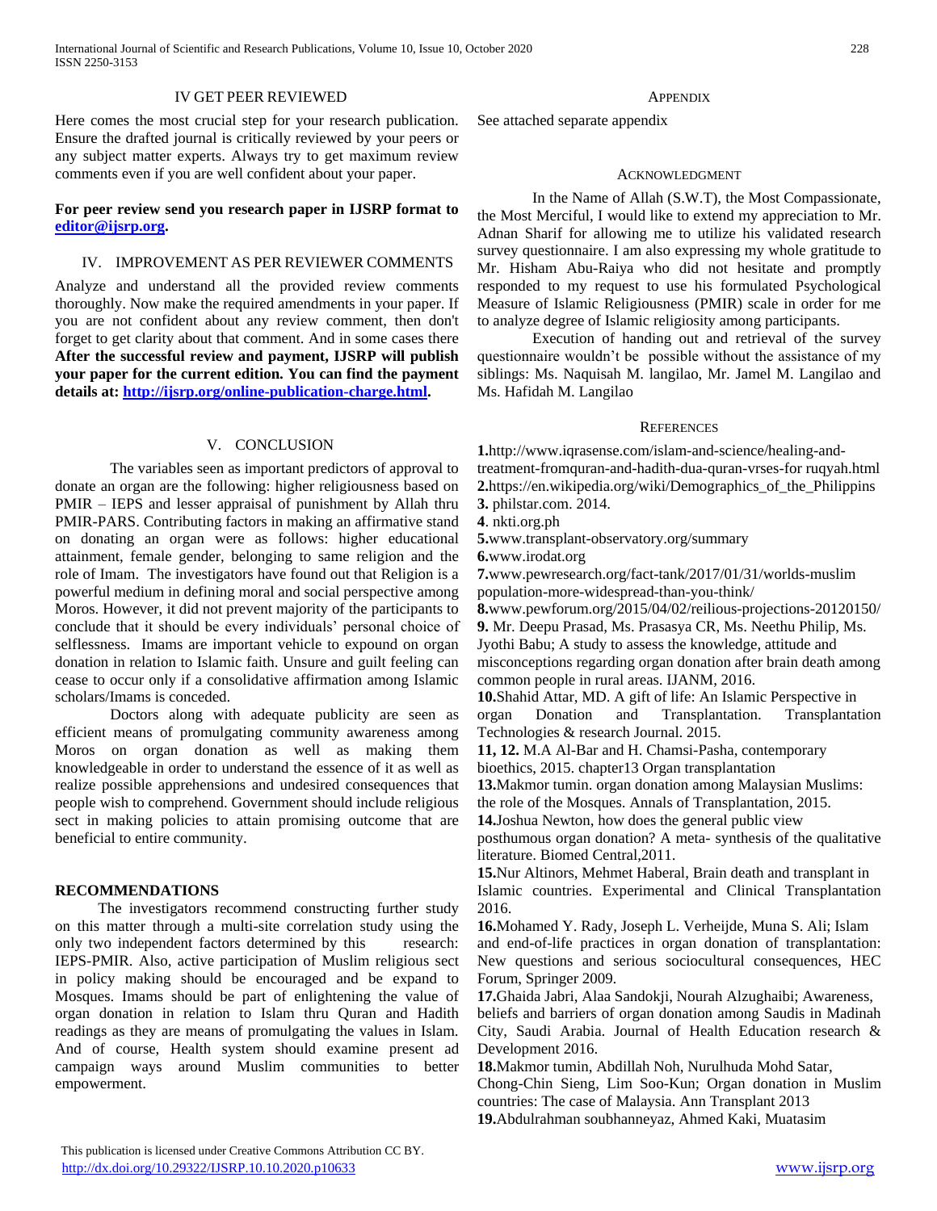## IV GET PEER REVIEWED

Here comes the most crucial step for your research publication. Ensure the drafted journal is critically reviewed by your peers or any subject matter experts. Always try to get maximum review comments even if you are well confident about your paper.

**For peer review send you research paper in IJSRP format to [editor@ijsrp.org](mailto:editor@ijsrp.org).**

## IV. IMPROVEMENT AS PER REVIEWER COMMENTS

Analyze and understand all the provided review comments thoroughly. Now make the required amendments in your paper. If you are not confident about any review comment, then don't forget to get clarity about that comment. And in some cases there **After the successful review and payment, IJSRP will publish your paper for the current edition. You can find the payment details at: [http://ijsrp.org/online-publication-charge.html](http://ijsrp.org/online-publication-charge.html).**

## V. CONCLUSION

The variables seen as important predictors of approval to donate an organ are the following: higher religiousness based on PMIR – IEPS and lesser appraisal of punishment by Allah thru PMIR-PARS. Contributing factors in making an affirmative stand on donating an organ were as follows: higher educational attainment, female gender, belonging to same religion and the role of Imam. The investigators have found out that Religion is a powerful medium in defining moral and social perspective among Moros. However, it did not prevent majority of the participants to conclude that it should be every individuals' personal choice of selflessness. Imams are important vehicle to expound on organ donation in relation to Islamic faith. Unsure and guilt feeling can cease to occur only if a consolidative affirmation among Islamic scholars/Imams is conceded.

Doctors along with adequate publicity are seen as efficient means of promulgating community awareness among Moros on organ donation as well as making them knowledgeable in order to understand the essence of it as well as realize possible apprehensions and undesired consequences that people wish to comprehend. Government should include religious sect in making policies to attain promising outcome that are beneficial to entire community.

### RECOMMENDATIONS

The investigators recommend constructing further study on this matter through a multi-site correlation study using the only two independent factors determined by this research: IEPS-PMIR. Also, active participation of Muslim religious sect in policy making should be encouraged and be expand to Mosques. Imams should be part of enlightening the value of organ donation in relation to Islam thru Quran and Hadith readings as they are means of promulgating the values in Islam. And of course, Health system should examine present ad campaign ways around Muslim communities to better empowerment.

## APPENDIX

See attached separate appendix

## ACKNOWLEDGMENT

In the Name of Allah (S.W.T), the Most Compassionate, the Most Merciful, I would like to extend my appreciation to Mr. Adnan Sharif for allowing me to utilize his validated research survey questionnaire. I am also expressing my whole gratitude to Mr. Hisham Abu-Raiya who did not hesitate and promptly responded to my request to use his formulated Psychological Measure of Islamic Religiousness (PMIR) scale in order for me to analyze degree of Islamic religiosity among participants.

Execution of handing out and retrieval of the survey questionnaire wouldn't be possible without the assistance of my siblings: Ms. Naquisah M. langilao, Mr. Jamel M. Langilao and Ms. Hafidah M. Langilao

## REFERENCES

**1.**http://www.iqrasense.com/islam-and-science/healing-and-treatment-fromquran-and-hadith-dua-quran-vrses-for ruqyah.html
**2.**https://en.wikipedia.org/wiki/Demographics_of_the_Philippins
**3.** philstar.com. 2014.
**4**. nkti.org.ph
**5.**www.transplant-observatory.org/summary
**6.**www.irodat.org
**7.**www.pewresearch.org/fact-tank/2017/01/31/worlds-muslim population-more-widespread-than-you-think/
**8.**www.pewforum.org/2015/04/02/reilious-projections-20120150/
**9.** Mr. Deepu Prasad, Ms. Prasasya CR, Ms. Neethu Philip, Ms. Jyothi Babu; A study to assess the knowledge, attitude and misconceptions regarding organ donation after brain death among common people in rural areas. IJANM, 2016.
**10.**Shahid Attar, MD. A gift of life: An Islamic Perspective in organ Donation and Transplantation. Transplantation Technologies & research Journal. 2015.
**11, 12.** M.A Al-Bar and H. Chamsi-Pasha, contemporary bioethics, 2015. chapter13 Organ transplantation
**13.**Makmor tumin. organ donation among Malaysian Muslims: the role of the Mosques. Annals of Transplantation, 2015.
**14.**Joshua Newton, how does the general public view posthumous organ donation? A meta- synthesis of the qualitative literature. Biomed Central,2011.
**15.**Nur Altinors, Mehmet Haberal, Brain death and transplant in Islamic countries. Experimental and Clinical Transplantation 2016.
**16.**Mohamed Y. Rady, Joseph L. Verheijde, Muna S. Ali; Islam and end-of-life practices in organ donation of transplantation: New questions and serious sociocultural consequences, HEC Forum, Springer 2009.
**17.**Ghaida Jabri, Alaa Sandokji, Nourah Alzughaibi; Awareness, beliefs and barriers of organ donation among Saudis in Madinah City, Saudi Arabia. Journal of Health Education research & Development 2016.
**18.**Makmor tumin, Abdillah Noh, Nurulhuda Mohd Satar, Chong-Chin Sieng, Lim Soo-Kun; Organ donation in Muslim countries: The case of Malaysia. Ann Transplant 2013
**19.**Abdulrahman soubhanneyaz, Ahmed Kaki, Muatasim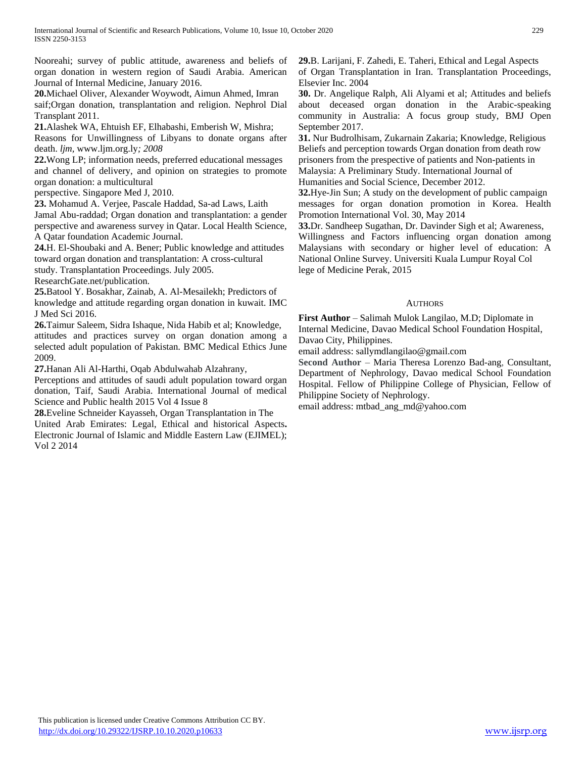Nooreahi; survey of public attitude, awareness and beliefs of organ donation in western region of Saudi Arabia. American Journal of Internal Medicine, January 2016.

**20.**Michael Oliver, Alexander Woywodt, Aimun Ahmed, Imran saif;Organ donation, transplantation and religion. Nephrol Dial Transplant 2011.

**21.**Alashek WA, Ehtuish EF, Elhabashi, Emberish W, Mishra; Reasons for Unwillingness of Libyans to donate organs after death. *ljm*, www.ljm.org.ly*; 2008*

**22.**Wong LP; information needs, preferred educational messages and channel of delivery, and opinion on strategies to promote organ donation: a multicultural perspective. Singapore Med J, 2010.

**23.** Mohamud A. Verjee, Pascale Haddad, Sa-ad Laws, Laith Jamal Abu-raddad; Organ donation and transplantation: a gender perspective and awareness survey in Qatar. Local Health Science, A Qatar foundation Academic Journal.

**24.**H. El-Shoubaki and A. Bener; Public knowledge and attitudes toward organ donation and transplantation: A cross-cultural study. Transplantation Proceedings. July 2005. ResearchGate.net/publication.

**25.**Batool Y. Bosakhar, Zainab, A. Al-Mesailekh; Predictors of knowledge and attitude regarding organ donation in kuwait. IMC J Med Sci 2016.

**26.**Taimur Saleem, Sidra Ishaque, Nida Habib et al; Knowledge, attitudes and practices survey on organ donation among a selected adult population of Pakistan. BMC Medical Ethics June 2009.

**27.**Hanan Ali Al-Harthi, Oqab Abdulwahab Alzahrany, Perceptions and attitudes of saudi adult population toward organ donation, Taif, Saudi Arabia. International Journal of medical Science and Public health 2015 Vol 4 Issue 8

**28.**Eveline Schneider Kayasseh, Organ Transplantation in The United Arab Emirates: Legal, Ethical and historical Aspects**.** Electronic Journal of Islamic and Middle Eastern Law (EJIMEL); Vol 2 2014

**29.**B. Larijani, F. Zahedi, E. Taheri, Ethical and Legal Aspects of Organ Transplantation in Iran. Transplantation Proceedings, Elsevier Inc. 2004

**30.** Dr. Angelique Ralph, Ali Alyami et al; Attitudes and beliefs about deceased organ donation in the Arabic-speaking community in Australia: A focus group study, BMJ Open September 2017.

**31.** Nur Budrolhisam, Zukarnain Zakaria; Knowledge, Religious Beliefs and perception towards Organ donation from death row prisoners from the prespective of patients and Non-patients in Malaysia: A Preliminary Study. International Journal of Humanities and Social Science, December 2012.

**32.**Hye-Jin Sun; A study on the development of public campaign messages for organ donation promotion in Korea. Health Promotion International Vol. 30, May 2014

**33.**Dr. Sandheep Sugathan, Dr. Davinder Sigh et al; Awareness, Willingness and Factors influencing organ donation among Malaysians with secondary or higher level of education: A National Online Survey. Universiti Kuala Lumpur Royal Col lege of Medicine Perak, 2015

## AUTHORS

**First Author** – Salimah Mulok Langilao, M.D; Diplomate in Internal Medicine, Davao Medical School Foundation Hospital, Davao City, Philippines.
email address: sallymdlangilao@gmail.com

**Second Author** – Maria Theresa Lorenzo Bad-ang, Consultant, Department of Nephrology, Davao medical School Foundation Hospital. Fellow of Philippine College of Physician, Fellow of Philippine Society of Nephrology.
email address: mtbad_ang_md@yahoo.com